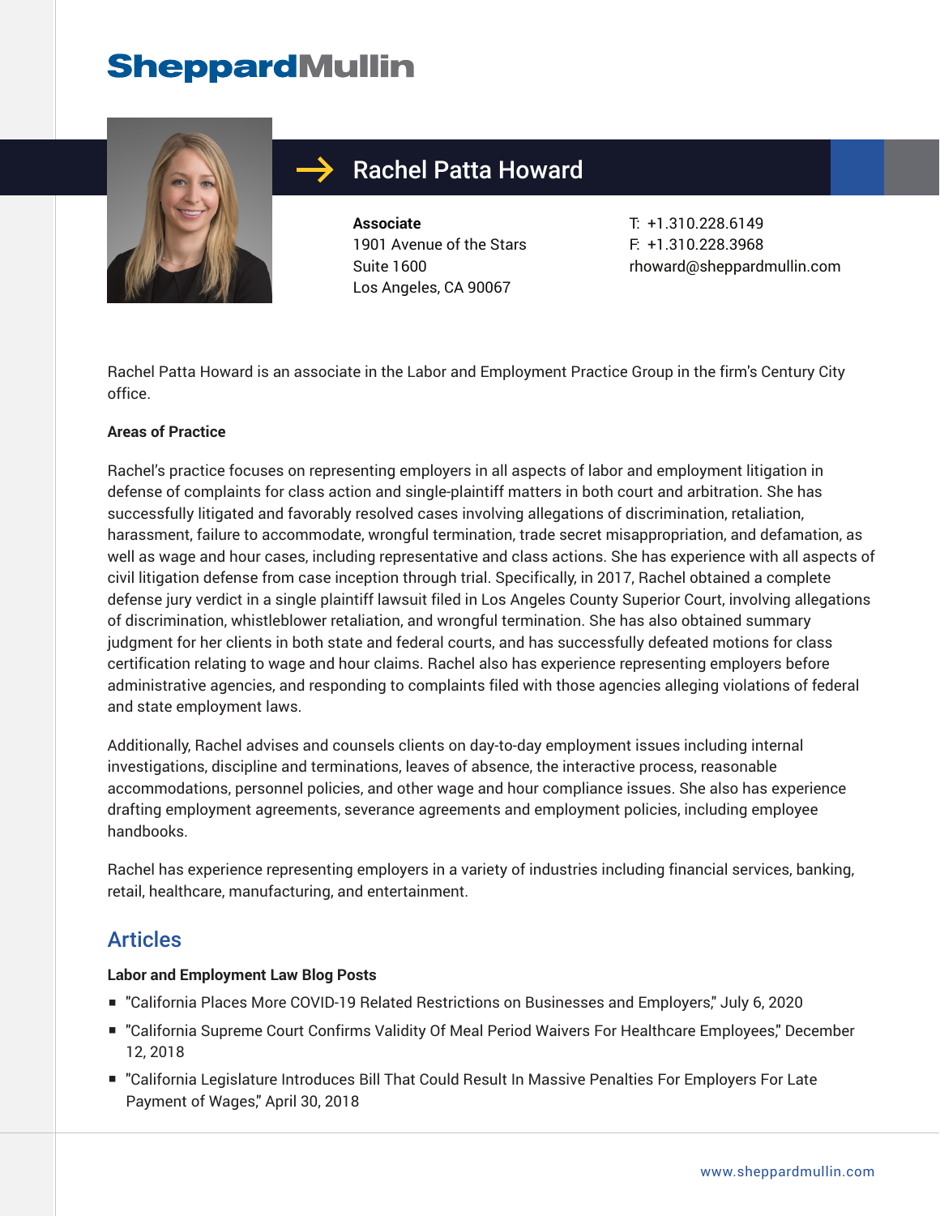SheppardMullin

# Rachel Patta Howard

**Associate**
1901 Avenue of the Stars
Suite 1600
Los Angeles, CA 90067

T: +1.310.228.6149
F: +1.310.228.3968
rhoward@sheppardmullin.com

Rachel Patta Howard is an associate in the Labor and Employment Practice Group in the firm's Century City office.

**Areas of Practice**

Rachel's practice focuses on representing employers in all aspects of labor and employment litigation in defense of complaints for class action and single-plaintiff matters in both court and arbitration. She has successfully litigated and favorably resolved cases involving allegations of discrimination, retaliation, harassment, failure to accommodate, wrongful termination, trade secret misappropriation, and defamation, as well as wage and hour cases, including representative and class actions. She has experience with all aspects of civil litigation defense from case inception through trial. Specifically, in 2017, Rachel obtained a complete defense jury verdict in a single plaintiff lawsuit filed in Los Angeles County Superior Court, involving allegations of discrimination, whistleblower retaliation, and wrongful termination. She has also obtained summary judgment for her clients in both state and federal courts, and has successfully defeated motions for class certification relating to wage and hour claims. Rachel also has experience representing employers before administrative agencies, and responding to complaints filed with those agencies alleging violations of federal and state employment laws.

Additionally, Rachel advises and counsels clients on day-to-day employment issues including internal investigations, discipline and terminations, leaves of absence, the interactive process, reasonable accommodations, personnel policies, and other wage and hour compliance issues. She also has experience drafting employment agreements, severance agreements and employment policies, including employee handbooks.

Rachel has experience representing employers in a variety of industries including financial services, banking, retail, healthcare, manufacturing, and entertainment.

## Articles

**Labor and Employment Law Blog Posts**

- "California Places More COVID-19 Related Restrictions on Businesses and Employers," July 6, 2020
- "California Supreme Court Confirms Validity Of Meal Period Waivers For Healthcare Employees," December 12, 2018
- "California Legislature Introduces Bill That Could Result In Massive Penalties For Employers For Late Payment of Wages," April 30, 2018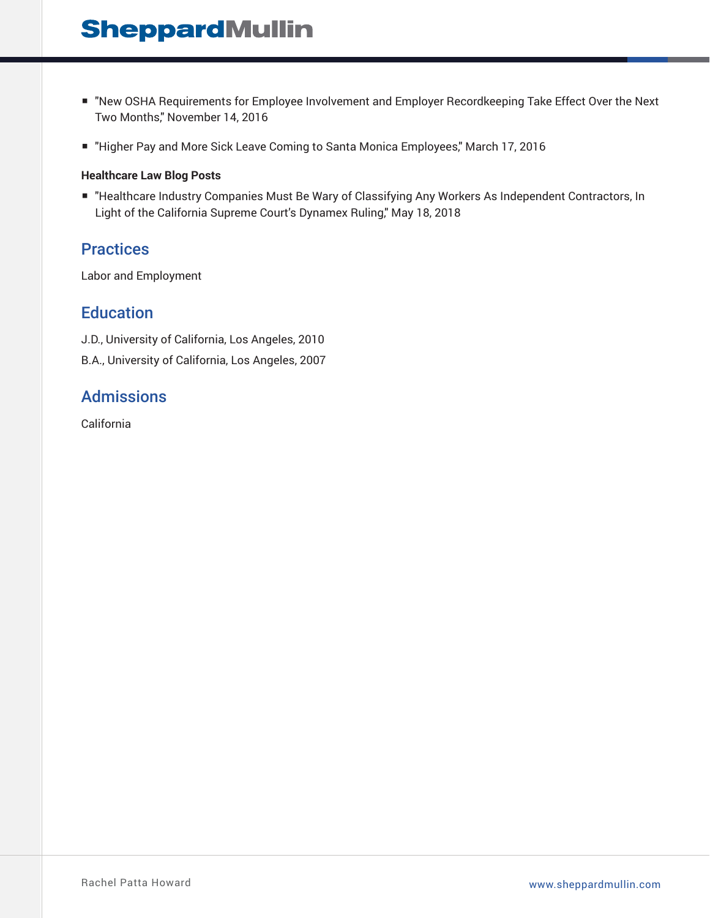- "New OSHA Requirements for Employee Involvement and Employer Recordkeeping Take Effect Over the Next Two Months," November 14, 2016
- "Higher Pay and More Sick Leave Coming to Santa Monica Employees," March 17, 2016

**Healthcare Law Blog Posts**

- "Healthcare Industry Companies Must Be Wary of Classifying Any Workers As Independent Contractors, In Light of the California Supreme Court's Dynamex Ruling," May 18, 2018

## Practices

Labor and Employment

## Education

J.D., University of California, Los Angeles, 2010

B.A., University of California, Los Angeles, 2007

## Admissions

California